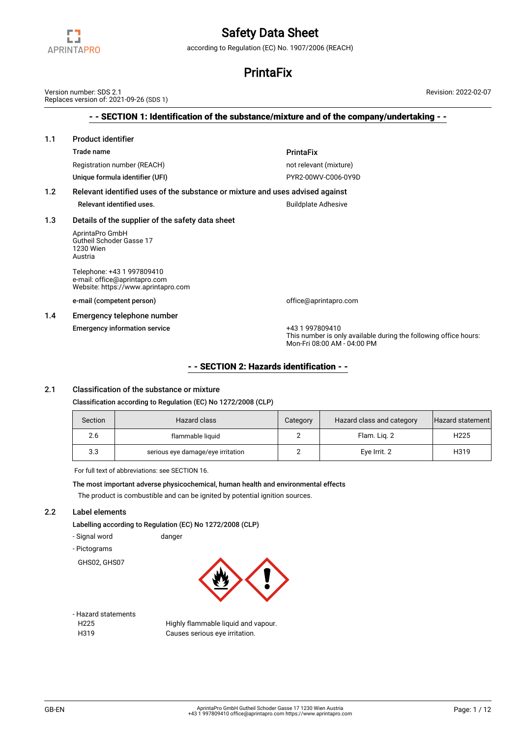# Safety Data Sheet

according to Regulation (EC) No. 1907/2006 (REACH)

# PrintaFix

Version number: SDS 2.1
Replaces version of: 2021-09-26 (SDS 1)

Revision: 2022-02-07

## - - SECTION 1: Identification of the substance/mixture and of the company/undertaking - -

### 1.1 Product identifier

**Trade name** — **PrintaFix**

Registration number (REACH) — not relevant (mixture)

**Unique formula identifier (UFI)** — PYR2-00WV-C006-0Y9D

### 1.2 Relevant identified uses of the substance or mixture and uses advised against

**Relevant identified uses.** — Buildplate Adhesive

### 1.3 Details of the supplier of the safety data sheet

AprintaPro GmbH
Gutheil Schoder Gasse 17
1230 Wien
Austria

Telephone: +43 1 997809410
e-mail: office@aprintapro.com
Website: https://www.aprintapro.com

**e-mail (competent person)** — office@aprintapro.com

### 1.4 Emergency telephone number

**Emergency information service** — +43 1 997809410
This number is only available during the following office hours:
Mon-Fri 08:00 AM - 04:00 PM

## - - SECTION 2: Hazards identification - -

### 2.1 Classification of the substance or mixture

**Classification according to Regulation (EC) No 1272/2008 (CLP)**

| Section | Hazard class | Category | Hazard class and category | Hazard statement |
|---|---|---|---|---|
| 2.6 | flammable liquid | 2 | Flam. Liq. 2 | H225 |
| 3.3 | serious eye damage/eye irritation | 2 | Eye Irrit. 2 | H319 |

For full text of abbreviations: see SECTION 16.

**The most important adverse physicochemical, human health and environmental effects**

The product is combustible and can be ignited by potential ignition sources.

### 2.2 Label elements

**Labelling according to Regulation (EC) No 1272/2008 (CLP)**

- Signal word: danger
- Pictograms

GHS02, GHS07

- Hazard statements

H225 Highly flammable liquid and vapour.
H319 Causes serious eye irritation.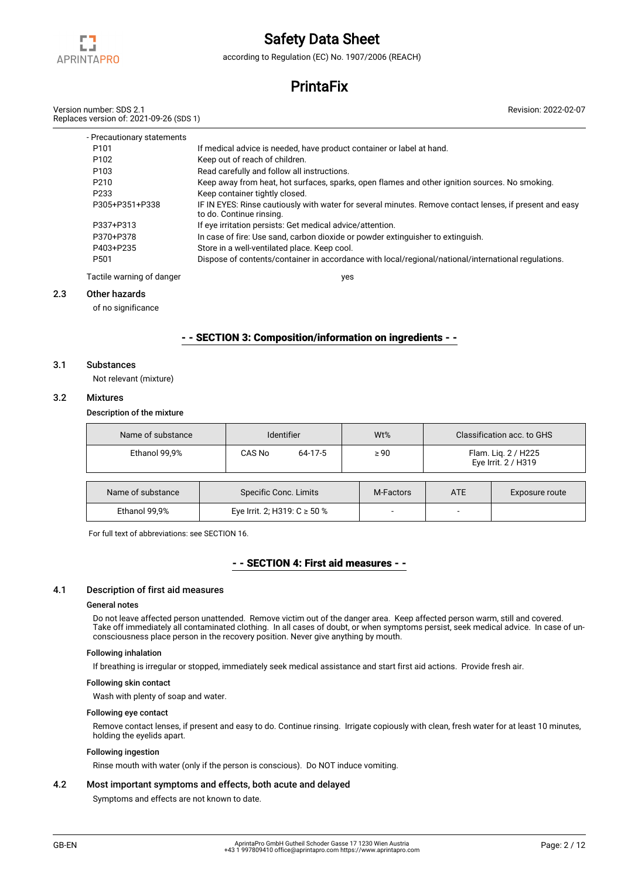- Precautionary statements

| | |
|---|---|
| P101 | If medical advice is needed, have product container or label at hand. |
| P102 | Keep out of reach of children. |
| P103 | Read carefully and follow all instructions. |
| P210 | Keep away from heat, hot surfaces, sparks, open flames and other ignition sources. No smoking. |
| P233 | Keep container tightly closed. |
| P305+P351+P338 | IF IN EYES: Rinse cautiously with water for several minutes. Remove contact lenses, if present and easy to do. Continue rinsing. |
| P337+P313 | If eye irritation persists: Get medical advice/attention. |
| P370+P378 | In case of fire: Use sand, carbon dioxide or powder extinguisher to extinguish. |
| P403+P235 | Store in a well-ventilated place. Keep cool. |
| P501 | Dispose of contents/container in accordance with local/regional/national/international regulations. |

Tactile warning of danger yes

## 2.3 Other hazards

of no significance

## - - SECTION 3: Composition/information on ingredients - -

## 3.1 Substances

Not relevant (mixture)

## 3.2 Mixtures

**Description of the mixture**

| Name of substance | Identifier | | Wt% | Classification acc. to GHS |
|---|---|---|---|---|
| Ethanol 99,9% | CAS No | 64-17-5 | ≥ 90 | Flam. Liq. 2 / H225<br>Eye Irrit. 2 / H319 |

| Name of substance | Specific Conc. Limits | M-Factors | ATE | Exposure route |
|---|---|---|---|---|
| Ethanol 99,9% | Eye Irrit. 2; H319: C ≥ 50 % | - | - | |

For full text of abbreviations: see SECTION 16.

## - - SECTION 4: First aid measures - -

## 4.1 Description of first aid measures

**General notes**

Do not leave affected person unattended. Remove victim out of the danger area. Keep affected person warm, still and covered. Take off immediately all contaminated clothing. In all cases of doubt, or when symptoms persist, seek medical advice. In case of unconsciousness place person in the recovery position. Never give anything by mouth.

**Following inhalation**

If breathing is irregular or stopped, immediately seek medical assistance and start first aid actions. Provide fresh air.

**Following skin contact**

Wash with plenty of soap and water.

**Following eye contact**

Remove contact lenses, if present and easy to do. Continue rinsing. Irrigate copiously with clean, fresh water for at least 10 minutes, holding the eyelids apart.

**Following ingestion**

Rinse mouth with water (only if the person is conscious). Do NOT induce vomiting.

## 4.2 Most important symptoms and effects, both acute and delayed

Symptoms and effects are not known to date.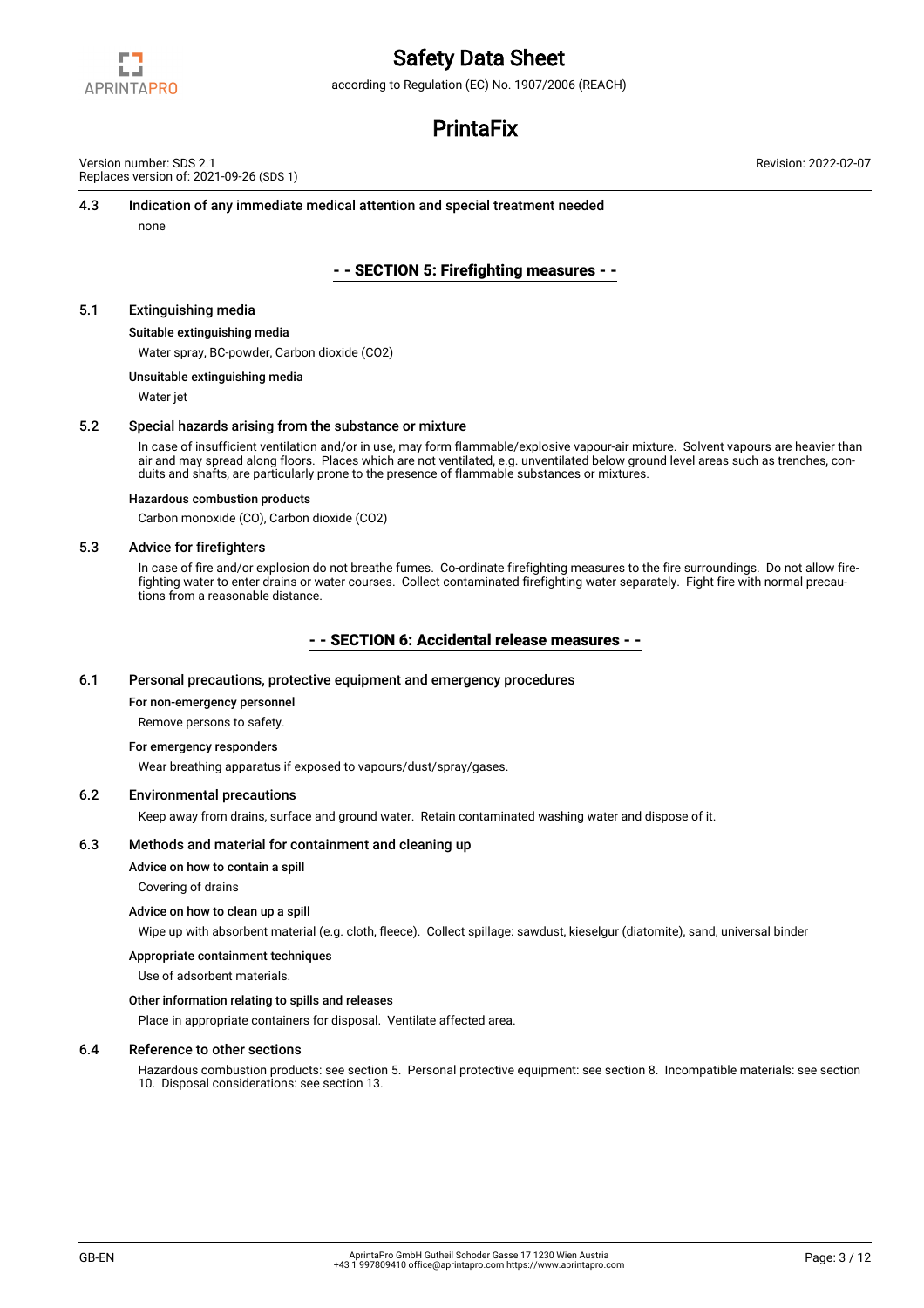### 4.3 Indication of any immediate medical attention and special treatment needed

none

## - - SECTION 5: Firefighting measures - -

### 5.1 Extinguishing media

**Suitable extinguishing media**

Water spray, BC-powder, Carbon dioxide ($CO_2$)

**Unsuitable extinguishing media**

Water jet

### 5.2 Special hazards arising from the substance or mixture

In case of insufficient ventilation and/or in use, may form flammable/explosive vapour-air mixture. Solvent vapours are heavier than air and may spread along floors. Places which are not ventilated, e.g. unventilated below ground level areas such as trenches, conduits and shafts, are particularly prone to the presence of flammable substances or mixtures.

**Hazardous combustion products**

Carbon monoxide (CO), Carbon dioxide ($CO_2$)

### 5.3 Advice for firefighters

In case of fire and/or explosion do not breathe fumes. Co-ordinate firefighting measures to the fire surroundings. Do not allow firefighting water to enter drains or water courses. Collect contaminated firefighting water separately. Fight fire with normal precautions from a reasonable distance.

## - - SECTION 6: Accidental release measures - -

### 6.1 Personal precautions, protective equipment and emergency procedures

**For non-emergency personnel**

Remove persons to safety.

**For emergency responders**

Wear breathing apparatus if exposed to vapours/dust/spray/gases.

### 6.2 Environmental precautions

Keep away from drains, surface and ground water. Retain contaminated washing water and dispose of it.

### 6.3 Methods and material for containment and cleaning up

**Advice on how to contain a spill**

Covering of drains

**Advice on how to clean up a spill**

Wipe up with absorbent material (e.g. cloth, fleece). Collect spillage: sawdust, kieselgur (diatomite), sand, universal binder

**Appropriate containment techniques**

Use of adsorbent materials.

**Other information relating to spills and releases**

Place in appropriate containers for disposal. Ventilate affected area.

### 6.4 Reference to other sections

Hazardous combustion products: see section 5. Personal protective equipment: see section 8. Incompatible materials: see section 10. Disposal considerations: see section 13.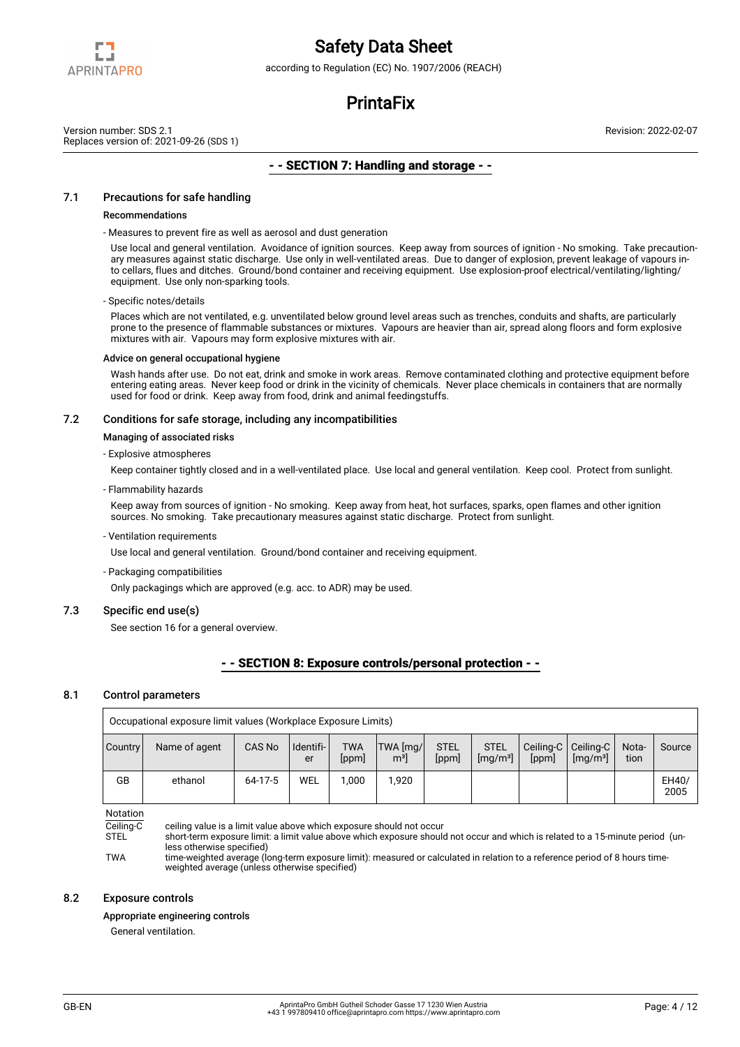## - - SECTION 7: Handling and storage - -

### 7.1 Precautions for safe handling

**Recommendations**

- Measures to prevent fire as well as aerosol and dust generation

  Use local and general ventilation. Avoidance of ignition sources. Keep away from sources of ignition - No smoking. Take precautionary measures against static discharge. Use only in well-ventilated areas. Due to danger of explosion, prevent leakage of vapours into cellars, flues and ditches. Ground/bond container and receiving equipment. Use explosion-proof electrical/ventilating/lighting/ equipment. Use only non-sparking tools.

- Specific notes/details

  Places which are not ventilated, e.g. unventilated below ground level areas such as trenches, conduits and shafts, are particularly prone to the presence of flammable substances or mixtures. Vapours are heavier than air, spread along floors and form explosive mixtures with air. Vapours may form explosive mixtures with air.

**Advice on general occupational hygiene**

Wash hands after use. Do not eat, drink and smoke in work areas. Remove contaminated clothing and protective equipment before entering eating areas. Never keep food or drink in the vicinity of chemicals. Never place chemicals in containers that are normally used for food or drink. Keep away from food, drink and animal feedingstuffs.

### 7.2 Conditions for safe storage, including any incompatibilities

**Managing of associated risks**

- Explosive atmospheres

  Keep container tightly closed and in a well-ventilated place. Use local and general ventilation. Keep cool. Protect from sunlight.

- Flammability hazards

  Keep away from sources of ignition - No smoking. Keep away from heat, hot surfaces, sparks, open flames and other ignition sources. No smoking. Take precautionary measures against static discharge. Protect from sunlight.

- Ventilation requirements

  Use local and general ventilation. Ground/bond container and receiving equipment.

- Packaging compatibilities

  Only packagings which are approved (e.g. acc. to ADR) may be used.

### 7.3 Specific end use(s)

See section 16 for a general overview.

## - - SECTION 8: Exposure controls/personal protection - -

### 8.1 Control parameters

Occupational exposure limit values (Workplace Exposure Limits)

| Country | Name of agent | CAS No | Identifier | TWA [ppm] | TWA [mg/m³] | STEL [ppm] | STEL [mg/m³] | Ceiling-C [ppm] | Ceiling-C [mg/m³] | Notation | Source |
|---|---|---|---|---|---|---|---|---|---|---|---|
| GB | ethanol | 64-17-5 | WEL | 1,000 | 1,920 | | | | | | EH40/ 2005 |

Notation

- Ceiling-C: ceiling value is a limit value above which exposure should not occur
- STEL: short-term exposure limit: a limit value above which exposure should not occur and which is related to a 15-minute period (unless otherwise specified)
- TWA: time-weighted average (long-term exposure limit): measured or calculated in relation to a reference period of 8 hours time-weighted average (unless otherwise specified)

### 8.2 Exposure controls

**Appropriate engineering controls**

General ventilation.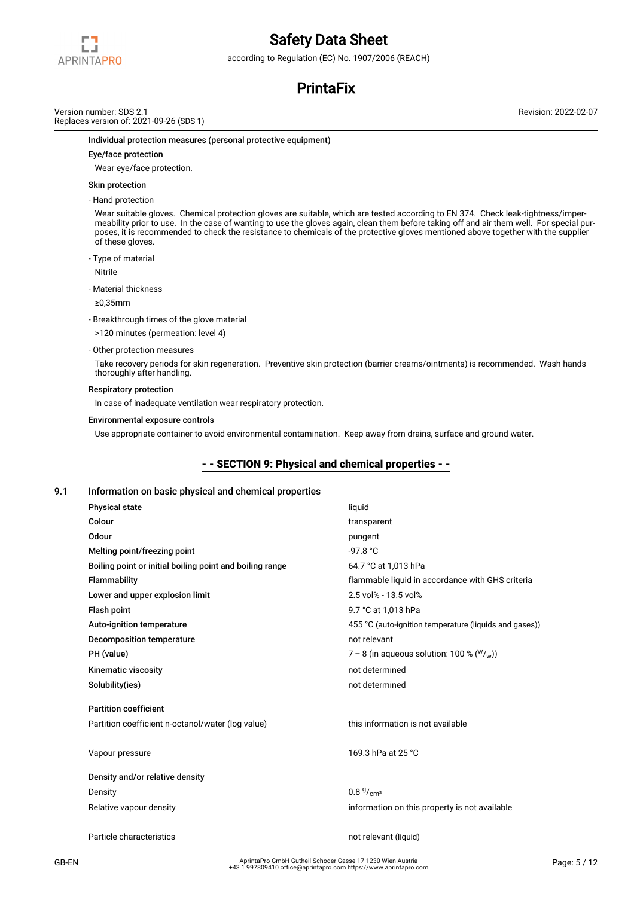#### Individual protection measures (personal protective equipment)

**Eye/face protection**

Wear eye/face protection.

**Skin protection**

- Hand protection

Wear suitable gloves. Chemical protection gloves are suitable, which are tested according to EN 374. Check leak-tightness/impermeability prior to use. In the case of wanting to use the gloves again, clean them before taking off and air them well. For special purposes, it is recommended to check the resistance to chemicals of the protective gloves mentioned above together with the supplier of these gloves.

- Type of material

Nitrile

- Material thickness

≥0,35mm

- Breakthrough times of the glove material

>120 minutes (permeation: level 4)

- Other protection measures

Take recovery periods for skin regeneration. Preventive skin protection (barrier creams/ointments) is recommended. Wash hands thoroughly after handling.

**Respiratory protection**

In case of inadequate ventilation wear respiratory protection.

**Environmental exposure controls**

Use appropriate container to avoid environmental contamination. Keep away from drains, surface and ground water.

## - - SECTION 9: Physical and chemical properties - -

### 9.1 Information on basic physical and chemical properties

| | |
|---|---|
| **Physical state** | liquid |
| **Colour** | transparent |
| **Odour** | pungent |
| **Melting point/freezing point** | -97.8 °C |
| **Boiling point or initial boiling point and boiling range** | 64.7 °C at 1,013 hPa |
| **Flammability** | flammable liquid in accordance with GHS criteria |
| **Lower and upper explosion limit** | 2.5 vol% - 13.5 vol% |
| **Flash point** | 9.7 °C at 1,013 hPa |
| **Auto-ignition temperature** | 455 °C (auto-ignition temperature (liquids and gases)) |
| **Decomposition temperature** | not relevant |
| **PH (value)** | 7 – 8 (in aqueous solution: 100 % ($^{w}/_{w}$)) |
| **Kinematic viscosity** | not determined |
| **Solubility(ies)** | not determined |
| **Partition coefficient** | |
| Partition coefficient n-octanol/water (log value) | this information is not available |
| Vapour pressure | 169.3 hPa at 25 °C |
| **Density and/or relative density** | |
| Density | 0.8 $^{g}/_{cm^3}$ |
| Relative vapour density | information on this property is not available |
| Particle characteristics | not relevant (liquid) |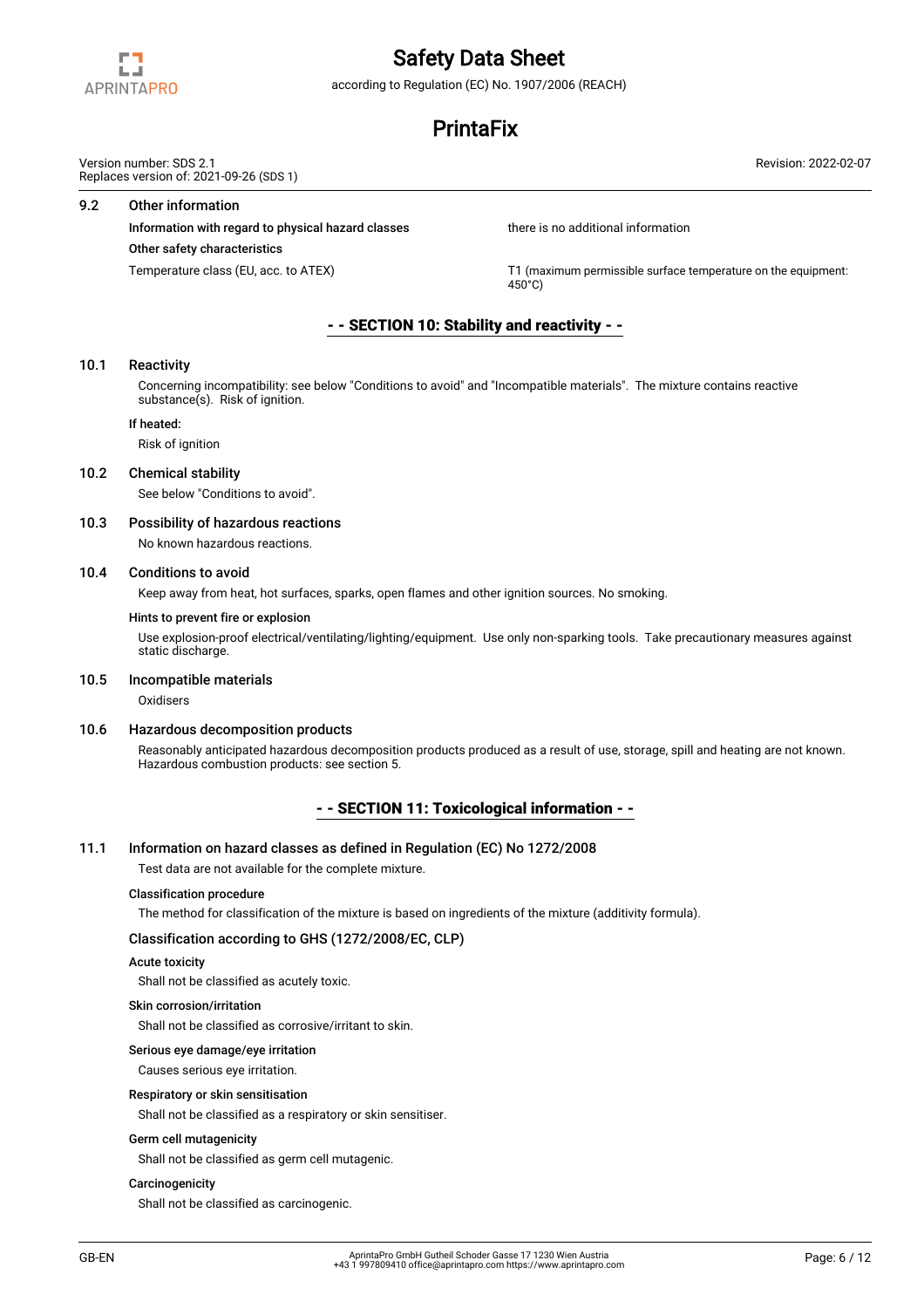### 9.2 Other information

| | |
|---|---|
| **Information with regard to physical hazard classes** | there is no additional information |
| **Other safety characteristics** | |
| Temperature class (EU, acc. to ATEX) | T1 (maximum permissible surface temperature on the equipment: 450°C) |

## - - SECTION 10: Stability and reactivity - -

### 10.1 Reactivity

Concerning incompatibility: see below "Conditions to avoid" and "Incompatible materials". The mixture contains reactive substance(s). Risk of ignition.

**If heated:**

Risk of ignition

### 10.2 Chemical stability

See below "Conditions to avoid".

### 10.3 Possibility of hazardous reactions

No known hazardous reactions.

### 10.4 Conditions to avoid

Keep away from heat, hot surfaces, sparks, open flames and other ignition sources. No smoking.

**Hints to prevent fire or explosion**

Use explosion-proof electrical/ventilating/lighting/equipment. Use only non-sparking tools. Take precautionary measures against static discharge.

### 10.5 Incompatible materials

Oxidisers

### 10.6 Hazardous decomposition products

Reasonably anticipated hazardous decomposition products produced as a result of use, storage, spill and heating are not known. Hazardous combustion products: see section 5.

## - - SECTION 11: Toxicological information - -

### 11.1 Information on hazard classes as defined in Regulation (EC) No 1272/2008

Test data are not available for the complete mixture.

**Classification procedure**

The method for classification of the mixture is based on ingredients of the mixture (additivity formula).

#### Classification according to GHS (1272/2008/EC, CLP)

**Acute toxicity**

Shall not be classified as acutely toxic.

**Skin corrosion/irritation**

Shall not be classified as corrosive/irritant to skin.

**Serious eye damage/eye irritation**

Causes serious eye irritation.

**Respiratory or skin sensitisation**

Shall not be classified as a respiratory or skin sensitiser.

**Germ cell mutagenicity**

Shall not be classified as germ cell mutagenic.

**Carcinogenicity**

Shall not be classified as carcinogenic.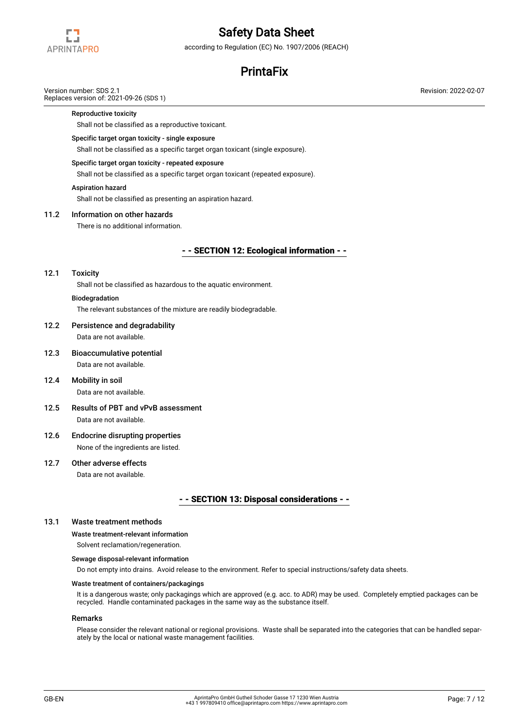#### Reproductive toxicity

Shall not be classified as a reproductive toxicant.

#### Specific target organ toxicity - single exposure

Shall not be classified as a specific target organ toxicant (single exposure).

#### Specific target organ toxicity - repeated exposure

Shall not be classified as a specific target organ toxicant (repeated exposure).

#### Aspiration hazard

Shall not be classified as presenting an aspiration hazard.

### 11.2 Information on other hazards

There is no additional information.

## - - SECTION 12: Ecological information - -

### 12.1 Toxicity

Shall not be classified as hazardous to the aquatic environment.

#### Biodegradation

The relevant substances of the mixture are readily biodegradable.

### 12.2 Persistence and degradability

Data are not available.

### 12.3 Bioaccumulative potential

Data are not available.

### 12.4 Mobility in soil

Data are not available.

### 12.5 Results of PBT and vPvB assessment

Data are not available.

### 12.6 Endocrine disrupting properties

None of the ingredients are listed.

### 12.7 Other adverse effects

Data are not available.

## - - SECTION 13: Disposal considerations - -

### 13.1 Waste treatment methods

#### Waste treatment-relevant information

Solvent reclamation/regeneration.

#### Sewage disposal-relevant information

Do not empty into drains. Avoid release to the environment. Refer to special instructions/safety data sheets.

#### Waste treatment of containers/packagings

It is a dangerous waste; only packagings which are approved (e.g. acc. to ADR) may be used. Completely emptied packages can be recycled. Handle contaminated packages in the same way as the substance itself.

#### Remarks

Please consider the relevant national or regional provisions. Waste shall be separated into the categories that can be handled separately by the local or national waste management facilities.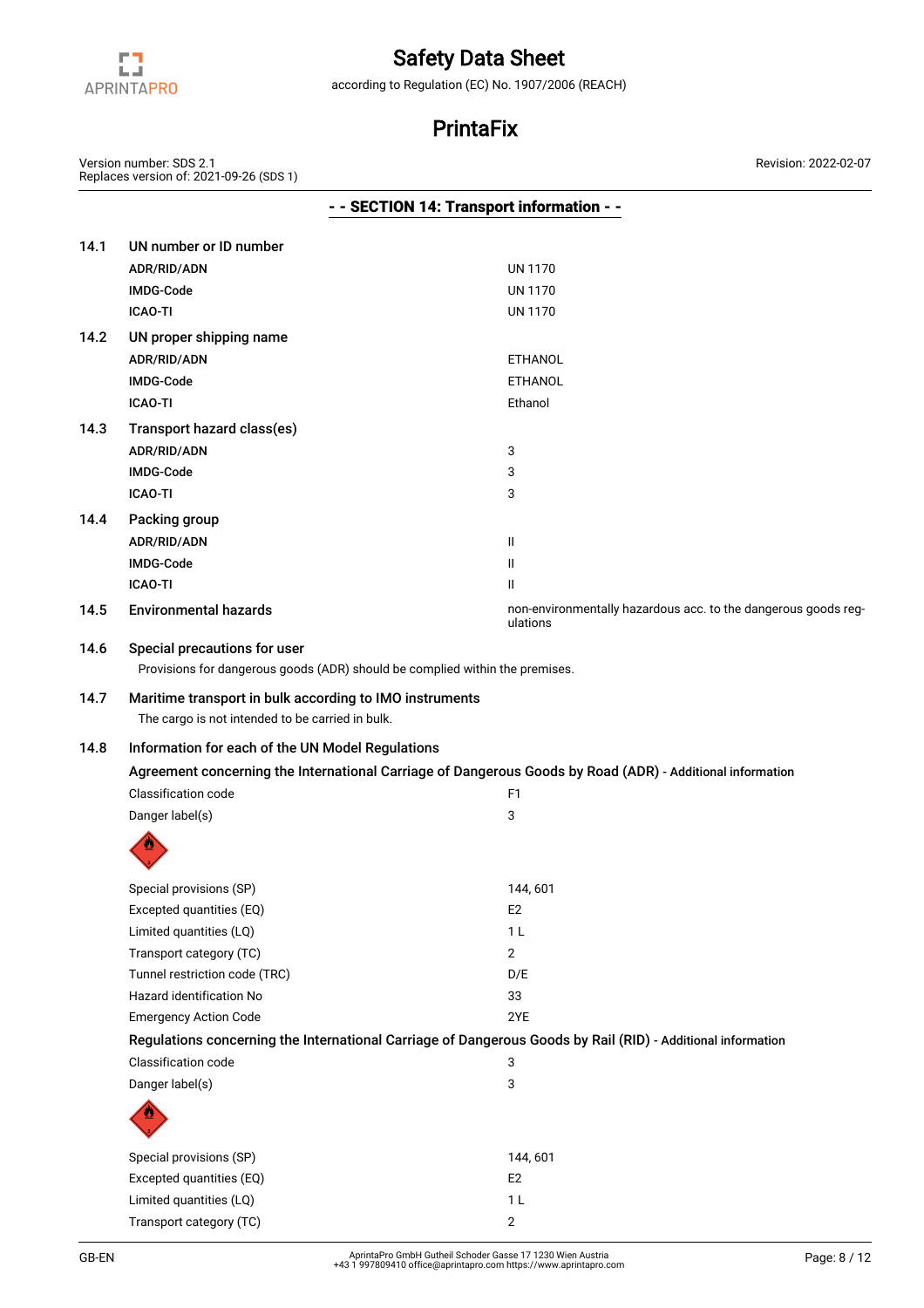## SECTION 14: Transport information

**14.1 UN number or ID number**

| | |
|---|---|
| **ADR/RID/ADN** | UN 1170 |
| **IMDG-Code** | UN 1170 |
| **ICAO-TI** | UN 1170 |

**14.2 UN proper shipping name**

| | |
|---|---|
| **ADR/RID/ADN** | ETHANOL |
| **IMDG-Code** | ETHANOL |
| **ICAO-TI** | Ethanol |

**14.3 Transport hazard class(es)**

| | |
|---|---|
| **ADR/RID/ADN** | 3 |
| **IMDG-Code** | 3 |
| **ICAO-TI** | 3 |

**14.4 Packing group**

| | |
|---|---|
| **ADR/RID/ADN** | II |
| **IMDG-Code** | II |
| **ICAO-TI** | II |

**14.5 Environmental hazards** — non-environmentally hazardous acc. to the dangerous goods regulations

**14.6 Special precautions for user**

Provisions for dangerous goods (ADR) should be complied within the premises.

**14.7 Maritime transport in bulk according to IMO instruments**

The cargo is not intended to be carried in bulk.

**14.8 Information for each of the UN Model Regulations**

**Agreement concerning the International Carriage of Dangerous Goods by Road (ADR)** - Additional information

| | |
|---|---|
| Classification code | F1 |
| Danger label(s) | 3 |
| Special provisions (SP) | 144, 601 |
| Excepted quantities (EQ) | E2 |
| Limited quantities (LQ) | 1 L |
| Transport category (TC) | 2 |
| Tunnel restriction code (TRC) | D/E |
| Hazard identification No | 33 |
| Emergency Action Code | 2YE |

**Regulations concerning the International Carriage of Dangerous Goods by Rail (RID)** - Additional information

| | |
|---|---|
| Classification code | 3 |
| Danger label(s) | 3 |
| Special provisions (SP) | 144, 601 |
| Excepted quantities (EQ) | E2 |
| Limited quantities (LQ) | 1 L |
| Transport category (TC) | 2 |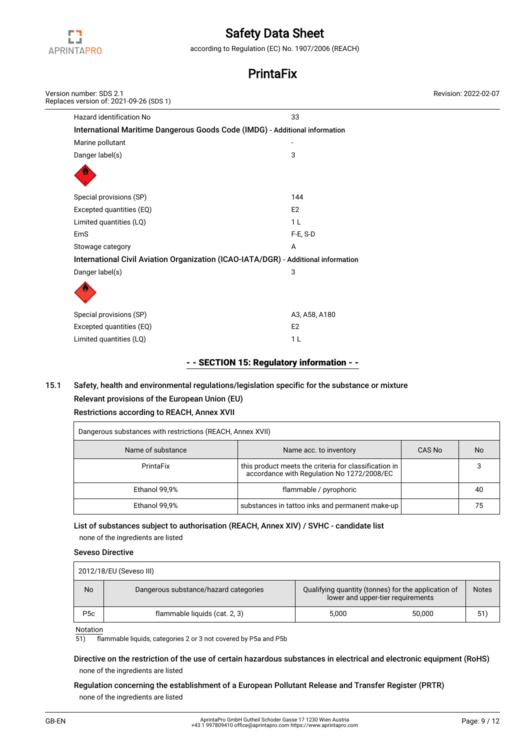| | |
|---|---|
| Hazard identification No | 33 |

**International Maritime Dangerous Goods Code (IMDG)** - Additional information

| | |
|---|---|
| Marine pollutant | - |
| Danger label(s) | 3 |
| Special provisions (SP) | 144 |
| Excepted quantities (EQ) | E2 |
| Limited quantities (LQ) | 1 L |
| EmS | F-E, S-D |
| Stowage category | A |

**International Civil Aviation Organization (ICAO-IATA/DGR)** - Additional information

| | |
|---|---|
| Danger label(s) | 3 |
| Special provisions (SP) | A3, A58, A180 |
| Excepted quantities (EQ) | E2 |
| Limited quantities (LQ) | 1 L |

## - - SECTION 15: Regulatory information - -

### 15.1 Safety, health and environmental regulations/legislation specific for the substance or mixture

**Relevant provisions of the European Union (EU)**

**Restrictions according to REACH, Annex XVII**

Dangerous substances with restrictions (REACH, Annex XVII)

| Name of substance | Name acc. to inventory | CAS No | No |
|---|---|---|---|
| PrintaFix | this product meets the criteria for classification in accordance with Regulation No 1272/2008/EC | | 3 |
| Ethanol 99,9% | flammable / pyrophoric | | 40 |
| Ethanol 99,9% | substances in tattoo inks and permanent make-up | | 75 |

**List of substances subject to authorisation (REACH, Annex XIV) / SVHC - candidate list**

none of the ingredients are listed

**Seveso Directive**

2012/18/EU (Seveso III)

| No | Dangerous substance/hazard categories | Qualifying quantity (tonnes) for the application of lower and upper-tier requirements | | Notes |
|---|---|---|---|---|
| P5c | flammable liquids (cat. 2, 3) | 5,000 | 50,000 | 51) |

Notation

51) flammable liquids, categories 2 or 3 not covered by P5a and P5b

**Directive on the restriction of the use of certain hazardous substances in electrical and electronic equipment (RoHS)**

none of the ingredients are listed

**Regulation concerning the establishment of a European Pollutant Release and Transfer Register (PRTR)**

none of the ingredients are listed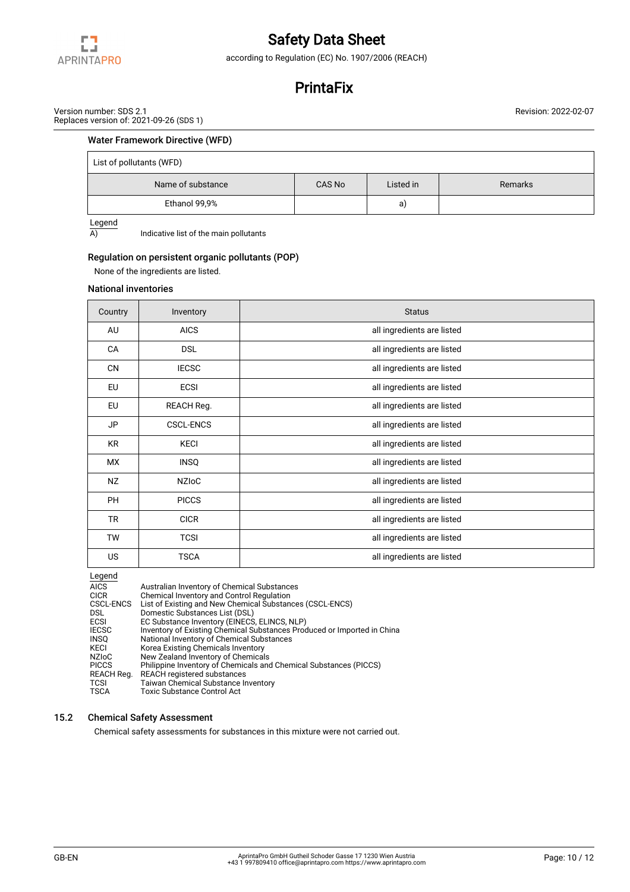### Water Framework Directive (WFD)

| List of pollutants (WFD) | | | |
|---|---|---|---|
| Name of substance | CAS No | Listed in | Remarks |
| Ethanol 99,9% | | a) | |

Legend

A) Indicative list of the main pollutants

### Regulation on persistent organic pollutants (POP)

None of the ingredients are listed.

### National inventories

| Country | Inventory | Status |
|---|---|---|
| AU | AICS | all ingredients are listed |
| CA | DSL | all ingredients are listed |
| CN | IECSC | all ingredients are listed |
| EU | ECSI | all ingredients are listed |
| EU | REACH Reg. | all ingredients are listed |
| JP | CSCL-ENCS | all ingredients are listed |
| KR | KECI | all ingredients are listed |
| MX | INSQ | all ingredients are listed |
| NZ | NZIoC | all ingredients are listed |
| PH | PICCS | all ingredients are listed |
| TR | CICR | all ingredients are listed |
| TW | TCSI | all ingredients are listed |
| US | TSCA | all ingredients are listed |

Legend

AICS Australian Inventory of Chemical Substances
CICR Chemical Inventory and Control Regulation
CSCL-ENCS List of Existing and New Chemical Substances (CSCL-ENCS)
DSL Domestic Substances List (DSL)
ECSI EC Substance Inventory (EINECS, ELINCS, NLP)
IECSC Inventory of Existing Chemical Substances Produced or Imported in China
INSQ National Inventory of Chemical Substances
KECI Korea Existing Chemicals Inventory
NZIoC New Zealand Inventory of Chemicals
PICCS Philippine Inventory of Chemicals and Chemical Substances (PICCS)
REACH Reg. REACH registered substances
TCSI Taiwan Chemical Substance Inventory
TSCA Toxic Substance Control Act

## 15.2 Chemical Safety Assessment

Chemical safety assessments for substances in this mixture were not carried out.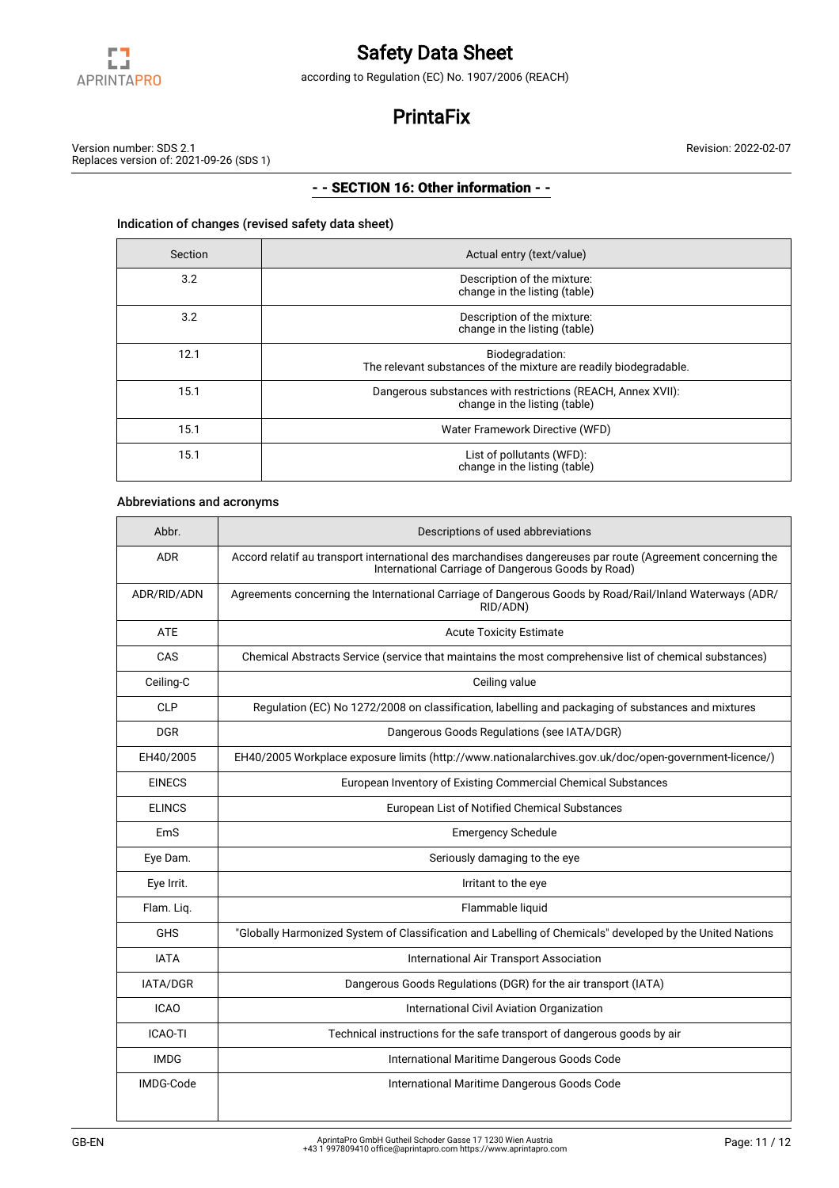## - - SECTION 16: Other information - -

### Indication of changes (revised safety data sheet)

| Section | Actual entry (text/value) |
|---|---|
| 3.2 | Description of the mixture:<br>change in the listing (table) |
| 3.2 | Description of the mixture:<br>change in the listing (table) |
| 12.1 | Biodegradation:<br>The relevant substances of the mixture are readily biodegradable. |
| 15.1 | Dangerous substances with restrictions (REACH, Annex XVII):<br>change in the listing (table) |
| 15.1 | Water Framework Directive (WFD) |
| 15.1 | List of pollutants (WFD):<br>change in the listing (table) |

### Abbreviations and acronyms

| Abbr. | Descriptions of used abbreviations |
|---|---|
| ADR | Accord relatif au transport international des marchandises dangereuses par route (Agreement concerning the International Carriage of Dangerous Goods by Road) |
| ADR/RID/ADN | Agreements concerning the International Carriage of Dangerous Goods by Road/Rail/Inland Waterways (ADR/RID/ADN) |
| ATE | Acute Toxicity Estimate |
| CAS | Chemical Abstracts Service (service that maintains the most comprehensive list of chemical substances) |
| Ceiling-C | Ceiling value |
| CLP | Regulation (EC) No 1272/2008 on classification, labelling and packaging of substances and mixtures |
| DGR | Dangerous Goods Regulations (see IATA/DGR) |
| EH40/2005 | EH40/2005 Workplace exposure limits (http://www.nationalarchives.gov.uk/doc/open-government-licence/) |
| EINECS | European Inventory of Existing Commercial Chemical Substances |
| ELINCS | European List of Notified Chemical Substances |
| EmS | Emergency Schedule |
| Eye Dam. | Seriously damaging to the eye |
| Eye Irrit. | Irritant to the eye |
| Flam. Liq. | Flammable liquid |
| GHS | "Globally Harmonized System of Classification and Labelling of Chemicals" developed by the United Nations |
| IATA | International Air Transport Association |
| IATA/DGR | Dangerous Goods Regulations (DGR) for the air transport (IATA) |
| ICAO | International Civil Aviation Organization |
| ICAO-TI | Technical instructions for the safe transport of dangerous goods by air |
| IMDG | International Maritime Dangerous Goods Code |
| IMDG-Code | International Maritime Dangerous Goods Code |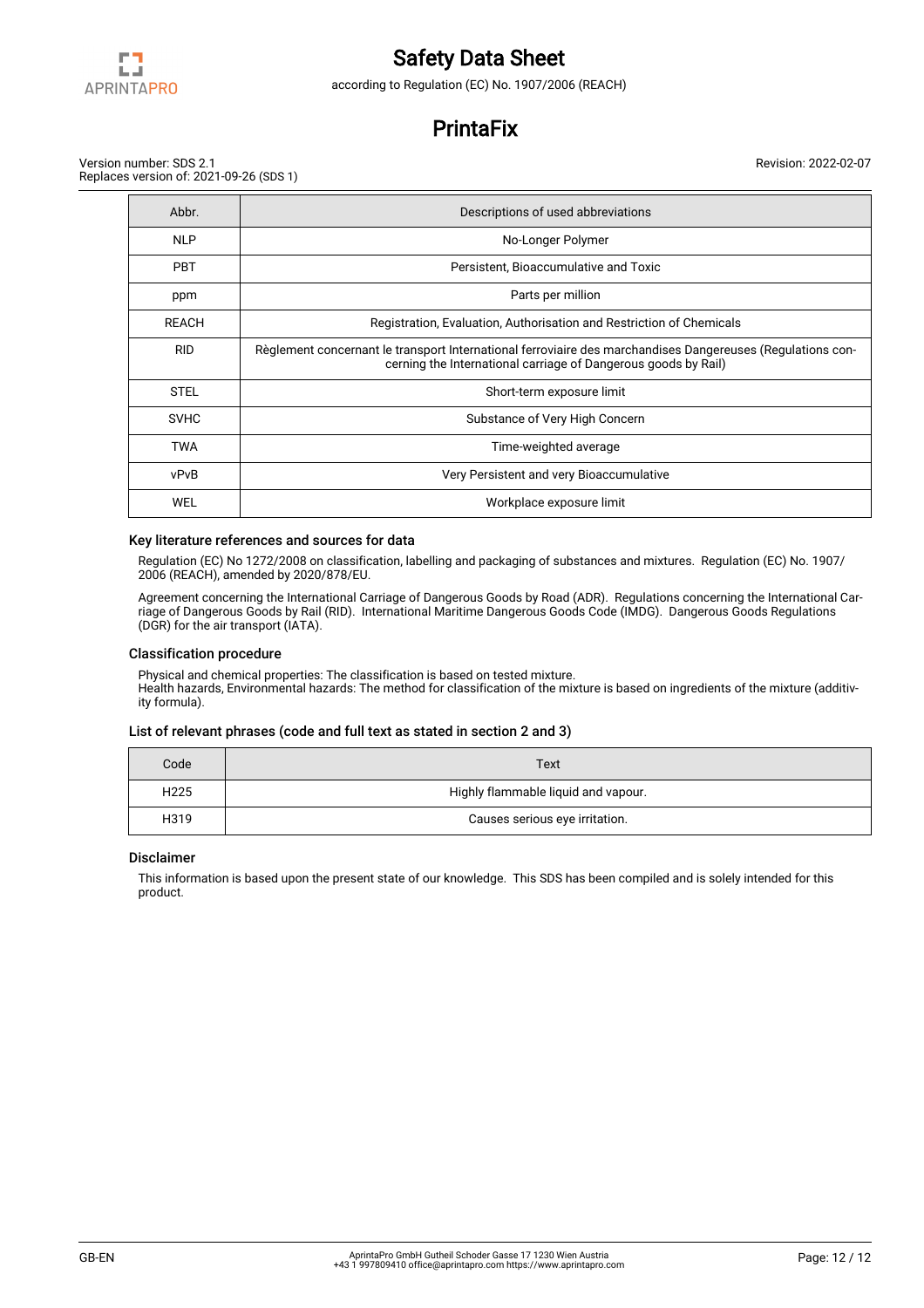| Abbr. | Descriptions of used abbreviations |
|---|---|
| NLP | No-Longer Polymer |
| PBT | Persistent, Bioaccumulative and Toxic |
| ppm | Parts per million |
| REACH | Registration, Evaluation, Authorisation and Restriction of Chemicals |
| RID | Règlement concernant le transport International ferroviaire des marchandises Dangereuses (Regulations concerning the International carriage of Dangerous goods by Rail) |
| STEL | Short-term exposure limit |
| SVHC | Substance of Very High Concern |
| TWA | Time-weighted average |
| vPvB | Very Persistent and very Bioaccumulative |
| WEL | Workplace exposure limit |

### Key literature references and sources for data

Regulation (EC) No 1272/2008 on classification, labelling and packaging of substances and mixtures. Regulation (EC) No. 1907/2006 (REACH), amended by 2020/878/EU.

Agreement concerning the International Carriage of Dangerous Goods by Road (ADR). Regulations concerning the International Carriage of Dangerous Goods by Rail (RID). International Maritime Dangerous Goods Code (IMDG). Dangerous Goods Regulations (DGR) for the air transport (IATA).

### Classification procedure

Physical and chemical properties: The classification is based on tested mixture.
Health hazards, Environmental hazards: The method for classification of the mixture is based on ingredients of the mixture (additivity formula).

### List of relevant phrases (code and full text as stated in section 2 and 3)

| Code | Text |
|---|---|
| H225 | Highly flammable liquid and vapour. |
| H319 | Causes serious eye irritation. |

### Disclaimer

This information is based upon the present state of our knowledge. This SDS has been compiled and is solely intended for this product.